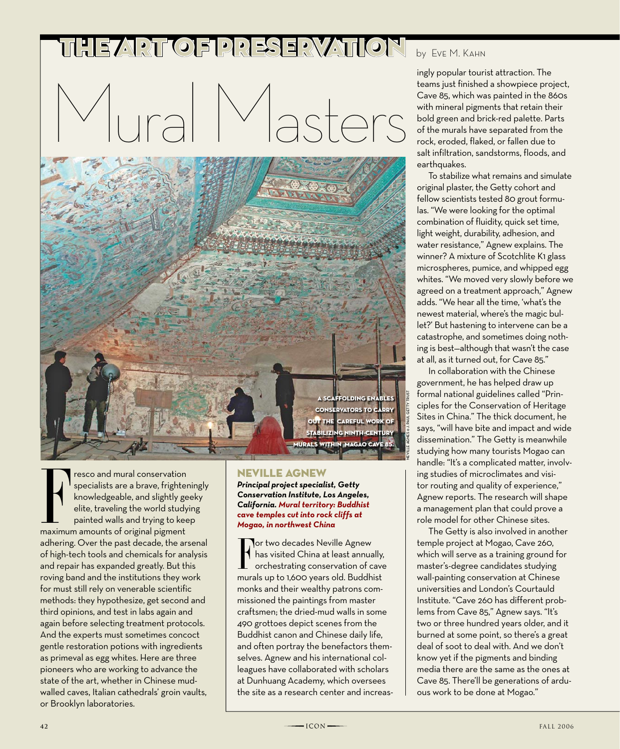# THE ART OF PRESERVATION

by Eve M. Kahn

# Mural Masters

A SCAFFOLDING ENABLES CONSERVATORS TO CARRY OUT THE CAREFUL WORK OF STABILIZING NINTH-CENTURY MURALS WITHIN MAGAO CAVE 85.

NEVILLE AGNEW © J. PAUL GETTY TRUST

Fresco and mural conservation specialists are a brave, frighteningly knowledgeable, and slightly geeky elite, traveling the world studying painted walls and trying to keep maximum amounts of original pigment adhering. Over the past decade, the arsenal of high-tech tools and chemicals for analysis and repair has expanded greatly. But this roving band and the institutions they work for must still rely on venerable scientific methods: they hypothesize, get second and third opinions, and test in labs again and again before selecting treatment protocols. And the experts must sometimes concoct gentle restoration potions with ingredients as primeval as egg whites. Here are three pioneers who are working to advance the state of the art, whether in Chinese mud-walled caves, Italian cathedrals' groin vaults, or Brooklyn laboratories.

## NEVILLE AGNEW

***Principal project specialist, Getty Conservation Institute, Los Angeles, California. Mural territory: Buddhist cave temples cut into rock cliffs at Mogao, in northwest China***

For two decades Neville Agnew has visited China at least annually, orchestrating conservation of cave murals up to 1,600 years old. Buddhist monks and their wealthy patrons commissioned the paintings from master craftsmen; the dried-mud walls in some 490 grottoes depict scenes from the Buddhist canon and Chinese daily life, and often portray the benefactors themselves. Agnew and his international colleagues have collaborated with scholars at Dunhuang Academy, which oversees the site as a research center and increasingly popular tourist attraction. The teams just finished a showpiece project, Cave 85, which was painted in the 860s with mineral pigments that retain their bold green and brick-red palette. Parts of the murals have separated from the rock, eroded, flaked, or fallen due to salt infiltration, sandstorms, floods, and earthquakes.

To stabilize what remains and simulate original plaster, the Getty cohort and fellow scientists tested 80 grout formulas. "We were looking for the optimal combination of fluidity, quick set time, light weight, durability, adhesion, and water resistance," Agnew explains. The winner? A mixture of Scotchlite K1 glass microspheres, pumice, and whipped egg whites. "We moved very slowly before we agreed on a treatment approach," Agnew adds. "We hear all the time, 'what's the newest material, where's the magic bullet?' But hastening to intervene can be a catastrophe, and sometimes doing nothing is best—although that wasn't the case at all, as it turned out, for Cave 85."

In collaboration with the Chinese government, he has helped draw up formal national guidelines called "Principles for the Conservation of Heritage Sites in China." The thick document, he says, "will have bite and impact and wide dissemination." The Getty is meanwhile studying how many tourists Mogao can handle: "It's a complicated matter, involving studies of microclimates and visitor routing and quality of experience," Agnew reports. The research will shape a management plan that could prove a role model for other Chinese sites.

The Getty is also involved in another temple project at Mogao, Cave 260, which will serve as a training ground for master's-degree candidates studying wall-painting conservation at Chinese universities and London's Courtauld Institute. "Cave 260 has different problems from Cave 85," Agnew says. "It's two or three hundred years older, and it burned at some point, so there's a great deal of soot to deal with. And we don't know yet if the pigments and binding media there are the same as the ones at Cave 85. There'll be generations of arduous work to be done at Mogao."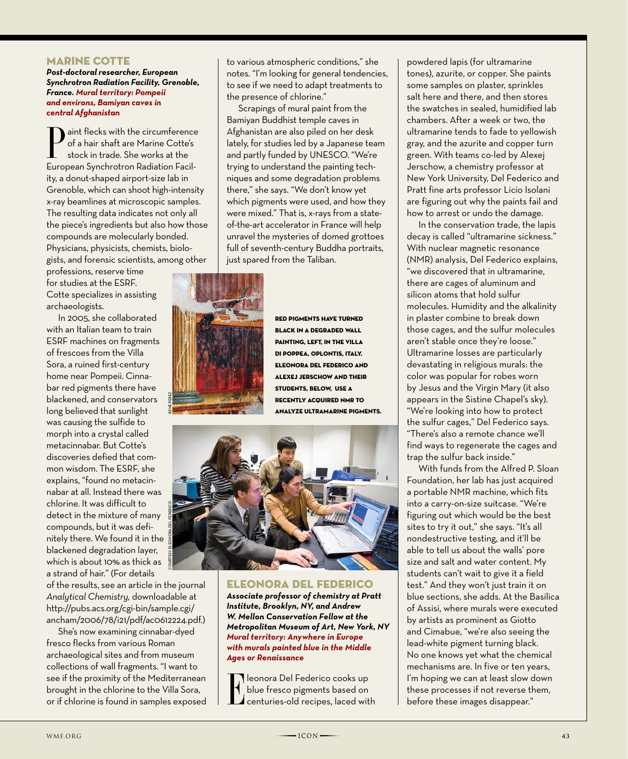## MARINE COTTE

***Post-doctoral researcher, European Synchrotron Radiation Facility, Grenoble, France. Mural territory: Pompeii and environs, Bamiyan caves in central Afghanistan***

Paint flecks with the circumference of a hair shaft are Marine Cotte's stock in trade. She works at the European Synchrotron Radiation Facility, a donut-shaped airport-size lab in Grenoble, which can shoot high-intensity x-ray beamlines at microscopic samples. The resulting data indicates not only all the piece's ingredients but also how those compounds are molecularly bonded. Physicians, physicists, chemists, biologists, and forensic scientists, among other professions, reserve time for studies at the ESRF. Cotte specializes in assisting archaeologists.

In 2005, she collaborated with an Italian team to train ESRF machines on fragments of frescoes from the Villa Sora, a ruined first-century home near Pompeii. Cinnabar red pigments there have blackened, and conservators long believed that sunlight was causing the sulfide to morph into a crystal called metacinnabar. But Cotte's discoveries defied that common wisdom. The ESRF, she explains, "found no metacinnabar at all. Instead there was chlorine. It was difficult to detect in the mixture of many compounds, but it was definitely there. We found it in the blackened degradation layer, which is about 10% as thick as a strand of hair." (For details of the results, see an article in the journal *Analytical Chemistry,* downloadable at http://pubs.acs.org/cgi-bin/sample.cgi/ancham/2006/78/i21/pdf/ac0612224.pdf.)

She's now examining cinnabar-dyed fresco flecks from various Roman archaeological sites and from museum collections of wall fragments. "I want to see if the proximity of the Mediterranean brought in the chlorine to the Villa Sora, or if chlorine is found in samples exposed to various atmospheric conditions," she notes. "I'm looking for general tendencies, to see if we need to adapt treatments to the presence of chlorine."

Scrapings of mural paint from the Bamiyan Buddhist temple caves in Afghanistan are also piled on her desk lately, for studies led by a Japanese team and partly funded by UNESCO. "We're trying to understand the painting techniques and some degradation problems there," she says. "We don't know yet which pigments were used, and how they were mixed." That is, x-rays from a state-of-the-art accelerator in France will help unravel the mysteries of domed grottoes full of seventh-century Buddha portraits, just spared from the Taliban.

RENE PEREZ

RED PIGMENTS HAVE TURNED BLACK IN A DEGRADED WALL PAINTING, LEFT, IN THE VILLA DI POPPEA, OPLONTIS, ITALY. ELEONORA DEL FEDERICO AND ALEXEJ JERSCHOW AND THEIR STUDENTS, BELOW, USE A RECENTLY ACQUIRED NMR TO ANALYZE ULTRAMARINE PIGMENTS.

COURTESY ELEONORA DEL FEDERICO

## ELEONORA DEL FEDERICO

***Associate professor of chemistry at Pratt Institute, Brooklyn, NY, and Andrew W. Mellon Conservation Fellow at the Metropolitan Museum of Art, New York, NY. Mural territory: Anywhere in Europe with murals painted blue in the Middle Ages or Renaissance***

Eleonora Del Federico cooks up blue fresco pigments based on centuries-old recipes, laced with powdered lapis (for ultramarine tones), azurite, or copper. She paints some samples on plaster, sprinkles salt here and there, and then stores the swatches in sealed, humidified lab chambers. After a week or two, the ultramarine tends to fade to yellowish gray, and the azurite and copper turn green. With teams co-led by Alexej Jerschow, a chemistry professor at New York University, Del Federico and Pratt fine arts professor Licio Isolani are figuring out why the paints fail and how to arrest or undo the damage.

In the conservation trade, the lapis decay is called "ultramarine sickness." With nuclear magnetic resonance (NMR) analysis, Del Federico explains, "we discovered that in ultramarine, there are cages of aluminum and silicon atoms that hold sulfur molecules. Humidity and the alkalinity in plaster combine to break down those cages, and the sulfur molecules aren't stable once they're loose." Ultramarine losses are particularly devastating in religious murals: the color was popular for robes worn by Jesus and the Virgin Mary (it also appears in the Sistine Chapel's sky). "We're looking into how to protect the sulfur cages," Del Federico says. "There's also a remote chance we'll find ways to regenerate the cages and trap the sulfur back inside."

With funds from the Alfred P. Sloan Foundation, her lab has just acquired a portable NMR machine, which fits into a carry-on-size suitcase. "We're figuring out which would be the best sites to try it out," she says. "It's all nondestructive testing, and it'll be able to tell us about the walls' pore size and salt and water content. My students can't wait to give it a field test." And they won't just train it on blue sections, she adds. At the Basilica of Assisi, where murals were executed by artists as prominent as Giotto and Cimabue, "we're also seeing the lead-white pigment turning black. No one knows yet what the chemical mechanisms are. In five or ten years, I'm hoping we can at least slow down these processes if not reverse them, before these images disappear."